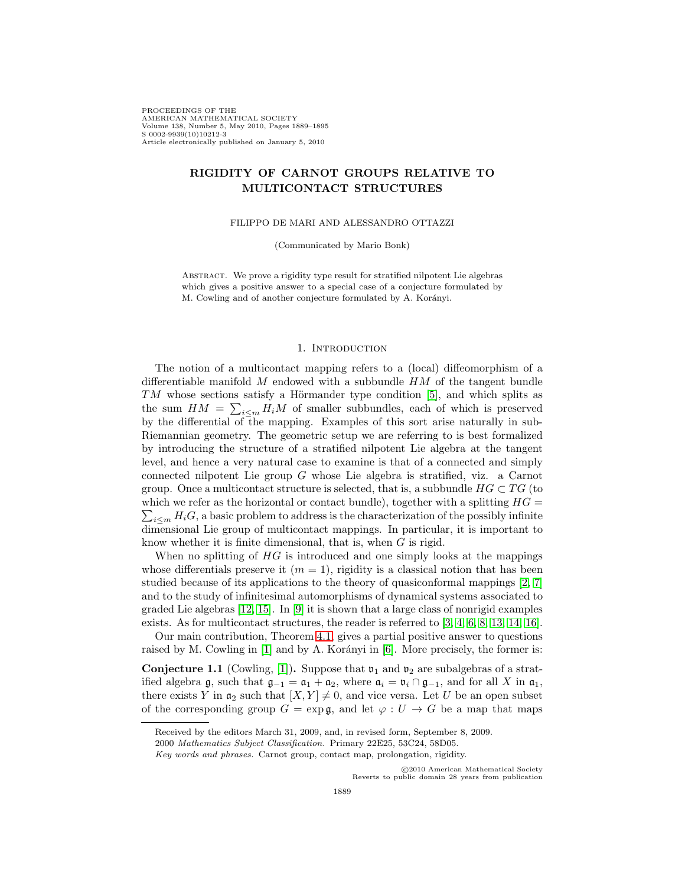PROCEEDINGS OF THE
AMERICAN MATHEMATICAL SOCIETY
Volume 138, Number 5, May 2010, Pages 1889–1895
S 0002-9939(10)10212-3
Article electronically published on January 5, 2010

# RIGIDITY OF CARNOT GROUPS RELATIVE TO MULTICONTACT STRUCTURES

FILIPPO DE MARI AND ALESSANDRO OTTAZZI

(Communicated by Mario Bonk)

ABSTRACT. We prove a rigidity type result for stratified nilpotent Lie algebras which gives a positive answer to a special case of a conjecture formulated by M. Cowling and of another conjecture formulated by A. Korányi.

## 1. Introduction

The notion of a multicontact mapping refers to a (local) diffeomorphism of a differentiable manifold $M$ endowed with a subbundle $HM$ of the tangent bundle $TM$ whose sections satisfy a Hörmander type condition [5], and which splits as the sum $HM = \sum_{i\leq m} H_iM$ of smaller subbundles, each of which is preserved by the differential of the mapping. Examples of this sort arise naturally in sub-Riemannian geometry. The geometric setup we are referring to is best formalized by introducing the structure of a stratified nilpotent Lie algebra at the tangent level, and hence a very natural case to examine is that of a connected and simply connected nilpotent Lie group $G$ whose Lie algebra is stratified, viz. a Carnot group. Once a multicontact structure is selected, that is, a subbundle $HG \subset TG$ (to which we refer as the horizontal or contact bundle), together with a splitting $HG = \sum_{i\leq m} H_iG$, a basic problem to address is the characterization of the possibly infinite dimensional Lie group of multicontact mappings. In particular, it is important to know whether it is finite dimensional, that is, when $G$ is rigid.

When no splitting of $HG$ is introduced and one simply looks at the mappings whose differentials preserve it ($m = 1$), rigidity is a classical notion that has been studied because of its applications to the theory of quasiconformal mappings [2, 7] and to the study of infinitesimal automorphisms of dynamical systems associated to graded Lie algebras [12, 15]. In [9] it is shown that a large class of nonrigid examples exists. As for multicontact structures, the reader is referred to [3, 4, 6, 8, 13, 14, 16].

Our main contribution, Theorem 4.1, gives a partial positive answer to questions raised by M. Cowling in [1] and by A. Korányi in [6]. More precisely, the former is:

**Conjecture 1.1** (Cowling, [1])**.** Suppose that $\mathfrak{v}_1$ and $\mathfrak{v}_2$ are subalgebras of a stratified algebra $\mathfrak{g}$, such that $\mathfrak{g}_{-1} = \mathfrak{a}_1 + \mathfrak{a}_2$, where $\mathfrak{a}_i = \mathfrak{v}_i \cap \mathfrak{g}_{-1}$, and for all $X$ in $\mathfrak{a}_1$, there exists $Y$ in $\mathfrak{a}_2$ such that $[X, Y] \neq 0$, and vice versa. Let $U$ be an open subset of the corresponding group $G = \exp \mathfrak{g}$, and let $\varphi : U \to G$ be a map that maps

Received by the editors March 31, 2009, and, in revised form, September 8, 2009.
2000 *Mathematics Subject Classification.* Primary 22E25, 53C24, 58D05.
*Key words and phrases.* Carnot group, contact map, prolongation, rigidity.

©2010 American Mathematical Society
Reverts to public domain 28 years from publication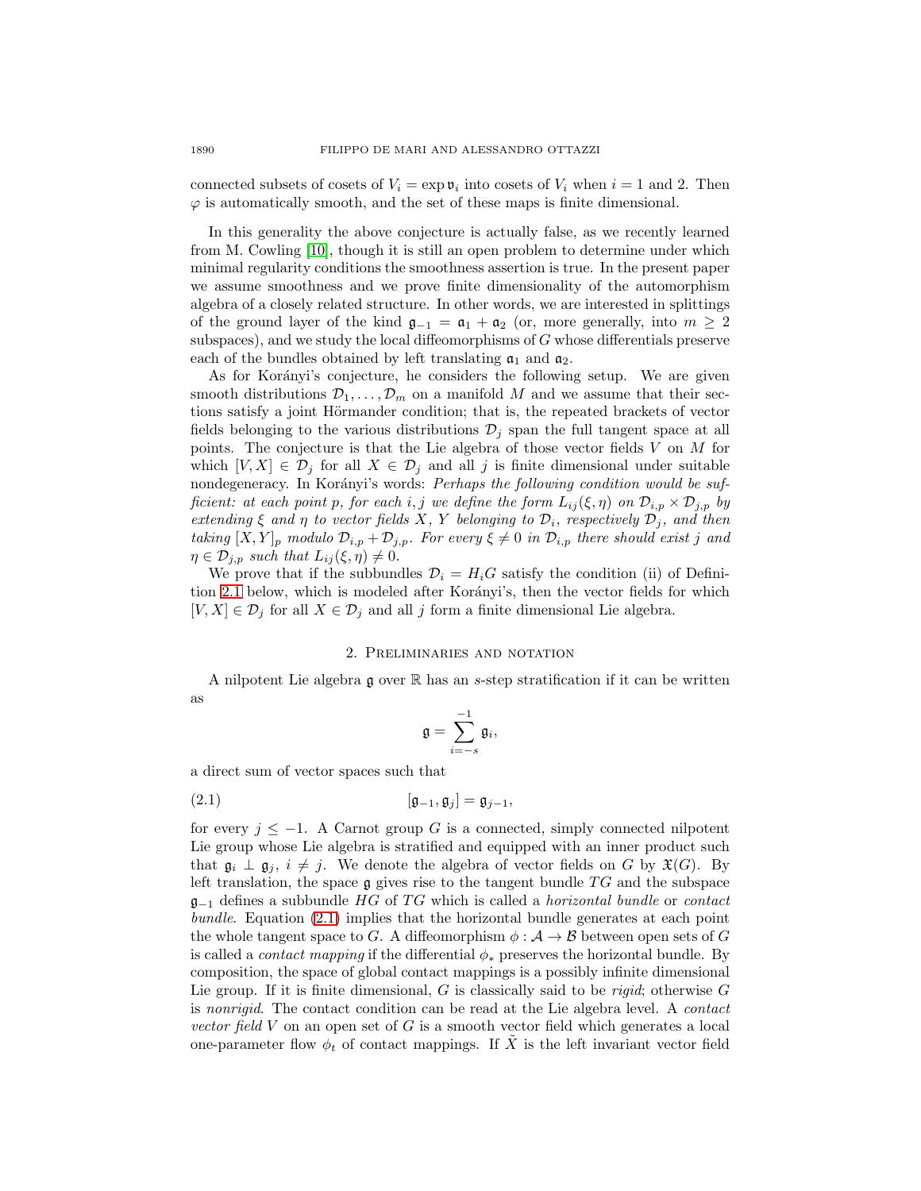connected subsets of cosets of $V_i = \exp \mathfrak{v}_i$ into cosets of $V_i$ when $i = 1$ and 2. Then $\varphi$ is automatically smooth, and the set of these maps is finite dimensional.

In this generality the above conjecture is actually false, as we recently learned from M. Cowling [10], though it is still an open problem to determine under which minimal regularity conditions the smoothness assertion is true. In the present paper we assume smoothness and we prove finite dimensionality of the automorphism algebra of a closely related structure. In other words, we are interested in splittings of the ground layer of the kind $\mathfrak{g}_{-1} = \mathfrak{a}_1 + \mathfrak{a}_2$ (or, more generally, into $m \geq 2$ subspaces), and we study the local diffeomorphisms of $G$ whose differentials preserve each of the bundles obtained by left translating $\mathfrak{a}_1$ and $\mathfrak{a}_2$.

As for Korányi's conjecture, he considers the following setup. We are given smooth distributions $\mathcal{D}_1, \ldots, \mathcal{D}_m$ on a manifold $M$ and we assume that their sections satisfy a joint Hörmander condition; that is, the repeated brackets of vector fields belonging to the various distributions $\mathcal{D}_j$ span the full tangent space at all points. The conjecture is that the Lie algebra of those vector fields $V$ on $M$ for which $[V, X] \in \mathcal{D}_j$ for all $X \in \mathcal{D}_j$ and all $j$ is finite dimensional under suitable nondegeneracy. In Korányi's words: *Perhaps the following condition would be sufficient: at each point $p$, for each $i, j$ we define the form $L_{ij}(\xi, \eta)$ on $\mathcal{D}_{i,p} \times \mathcal{D}_{j,p}$ by extending $\xi$ and $\eta$ to vector fields $X$, $Y$ belonging to $\mathcal{D}_i$, respectively $\mathcal{D}_j$, and then taking $[X, Y]_p$ modulo $\mathcal{D}_{i,p} + \mathcal{D}_{j,p}$. For every $\xi \neq 0$ in $\mathcal{D}_{i,p}$ there should exist $j$ and $\eta \in \mathcal{D}_{j,p}$ such that $L_{ij}(\xi, \eta) \neq 0$.*

We prove that if the subbundles $\mathcal{D}_i = H_i G$ satisfy the condition (ii) of Definition 2.1 below, which is modeled after Korányi's, then the vector fields for which $[V, X] \in \mathcal{D}_j$ for all $X \in \mathcal{D}_j$ and all $j$ form a finite dimensional Lie algebra.

## 2. Preliminaries and notation

A nilpotent Lie algebra $\mathfrak{g}$ over $\mathbb{R}$ has an $s$-step stratification if it can be written as

$$\mathfrak{g} = \sum_{i=-s}^{-1} \mathfrak{g}_i,$$

a direct sum of vector spaces such that

$$[\mathfrak{g}_{-1}, \mathfrak{g}_j] = \mathfrak{g}_{j-1}, \tag{2.1}$$

for every $j \leq -1$. A Carnot group $G$ is a connected, simply connected nilpotent Lie group whose Lie algebra is stratified and equipped with an inner product such that $\mathfrak{g}_i \perp \mathfrak{g}_j$, $i \neq j$. We denote the algebra of vector fields on $G$ by $\mathfrak{X}(G)$. By left translation, the space $\mathfrak{g}$ gives rise to the tangent bundle $TG$ and the subspace $\mathfrak{g}_{-1}$ defines a subbundle $HG$ of $TG$ which is called a *horizontal bundle* or *contact bundle*. Equation (2.1) implies that the horizontal bundle generates at each point the whole tangent space to $G$. A diffeomorphism $\phi : \mathcal{A} \to \mathcal{B}$ between open sets of $G$ is called a *contact mapping* if the differential $\phi_*$ preserves the horizontal bundle. By composition, the space of global contact mappings is a possibly infinite dimensional Lie group. If it is finite dimensional, $G$ is classically said to be *rigid*; otherwise $G$ is *nonrigid*. The contact condition can be read at the Lie algebra level. A *contact vector field* $V$ on an open set of $G$ is a smooth vector field which generates a local one-parameter flow $\phi_t$ of contact mappings. If $\tilde{X}$ is the left invariant vector field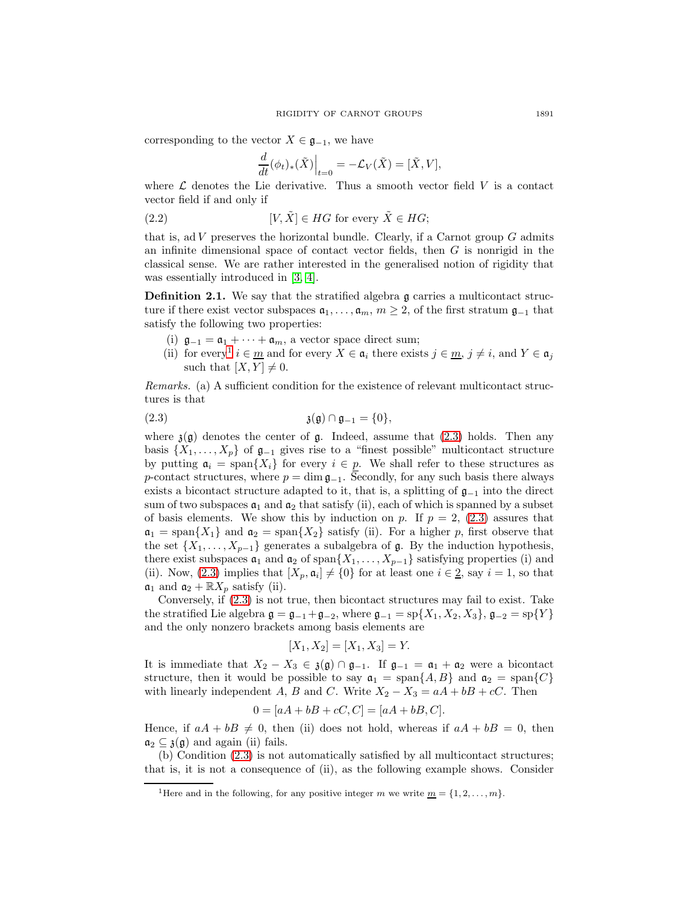corresponding to the vector $X \in \mathfrak{g}_{-1}$, we have

$$\frac{d}{dt}(\phi_t)_*(\tilde{X})\Big|_{t=0} = -\mathcal{L}_V(\tilde{X}) = [\tilde{X}, V],$$

where $\mathcal{L}$ denotes the Lie derivative. Thus a smooth vector field $V$ is a contact vector field if and only if

$$[V, \tilde{X}] \in HG \text{ for every } \tilde{X} \in HG; \tag{2.2}$$

that is, $\operatorname{ad} V$ preserves the horizontal bundle. Clearly, if a Carnot group $G$ admits an infinite dimensional space of contact vector fields, then $G$ is nonrigid in the classical sense. We are rather interested in the generalised notion of rigidity that was essentially introduced in [3, 4].

**Definition 2.1.** We say that the stratified algebra $\mathfrak{g}$ carries a multicontact structure if there exist vector subspaces $\mathfrak{a}_1, \dots, \mathfrak{a}_m$, $m \geq 2$, of the first stratum $\mathfrak{g}_{-1}$ that satisfy the following two properties:

(i) $\mathfrak{g}_{-1} = \mathfrak{a}_1 + \cdots + \mathfrak{a}_m$, a vector space direct sum;

(ii) for every[1] $i \in \underline{m}$ and for every $X \in \mathfrak{a}_i$ there exists $j \in \underline{m}$, $j \neq i$, and $Y \in \mathfrak{a}_j$ such that $[X, Y] \neq 0$.

*Remarks.* (a) A sufficient condition for the existence of relevant multicontact structures is that

$$\mathfrak{z}(\mathfrak{g}) \cap \mathfrak{g}_{-1} = \{0\}, \tag{2.3}$$

where $\mathfrak{z}(\mathfrak{g})$ denotes the center of $\mathfrak{g}$. Indeed, assume that (2.3) holds. Then any basis $\{X_1, \dots, X_p\}$ of $\mathfrak{g}_{-1}$ gives rise to a "finest possible" multicontact structure by putting $\mathfrak{a}_i = \operatorname{span}\{X_i\}$ for every $i \in \underline{p}$. We shall refer to these structures as $p$-contact structures, where $p = \dim \mathfrak{g}_{-1}$. Secondly, for any such basis there always exists a bicontact structure adapted to it, that is, a splitting of $\mathfrak{g}_{-1}$ into the direct sum of two subspaces $\mathfrak{a}_1$ and $\mathfrak{a}_2$ that satisfy (ii), each of which is spanned by a subset of basis elements. We show this by induction on $p$. If $p = 2$, (2.3) assures that $\mathfrak{a}_1 = \operatorname{span}\{X_1\}$ and $\mathfrak{a}_2 = \operatorname{span}\{X_2\}$ satisfy (ii). For a higher $p$, first observe that the set $\{X_1, \dots, X_{p-1}\}$ generates a subalgebra of $\mathfrak{g}$. By the induction hypothesis, there exist subspaces $\mathfrak{a}_1$ and $\mathfrak{a}_2$ of $\operatorname{span}\{X_1, \dots, X_{p-1}\}$ satisfying properties (i) and (ii). Now, (2.3) implies that $[X_p, \mathfrak{a}_i] \neq \{0\}$ for at least one $i \in \underline{2}$, say $i = 1$, so that $\mathfrak{a}_1$ and $\mathfrak{a}_2 + \mathbb{R}X_p$ satisfy (ii).

Conversely, if (2.3) is not true, then bicontact structures may fail to exist. Take the stratified Lie algebra $\mathfrak{g} = \mathfrak{g}_{-1} + \mathfrak{g}_{-2}$, where $\mathfrak{g}_{-1} = \operatorname{sp}\{X_1, X_2, X_3\}$, $\mathfrak{g}_{-2} = \operatorname{sp}\{Y\}$ and the only nonzero brackets among basis elements are

$$[X_1, X_2] = [X_1, X_3] = Y.$$

It is immediate that $X_2 - X_3 \in \mathfrak{z}(\mathfrak{g}) \cap \mathfrak{g}_{-1}$. If $\mathfrak{g}_{-1} = \mathfrak{a}_1 + \mathfrak{a}_2$ were a bicontact structure, then it would be possible to say $\mathfrak{a}_1 = \operatorname{span}\{A, B\}$ and $\mathfrak{a}_2 = \operatorname{span}\{C\}$ with linearly independent $A$, $B$ and $C$. Write $X_2 - X_3 = aA + bB + cC$. Then

$$0 = [aA + bB + cC, C] = [aA + bB, C].$$

Hence, if $aA + bB \neq 0$, then (ii) does not hold, whereas if $aA + bB = 0$, then $\mathfrak{a}_2 \subseteq \mathfrak{z}(\mathfrak{g})$ and again (ii) fails.

(b) Condition (2.3) is not automatically satisfied by all multicontact structures; that is, it is not a consequence of (ii), as the following example shows. Consider

[1] Here and in the following, for any positive integer $m$ we write $\underline{m} = \{1, 2, \dots, m\}$.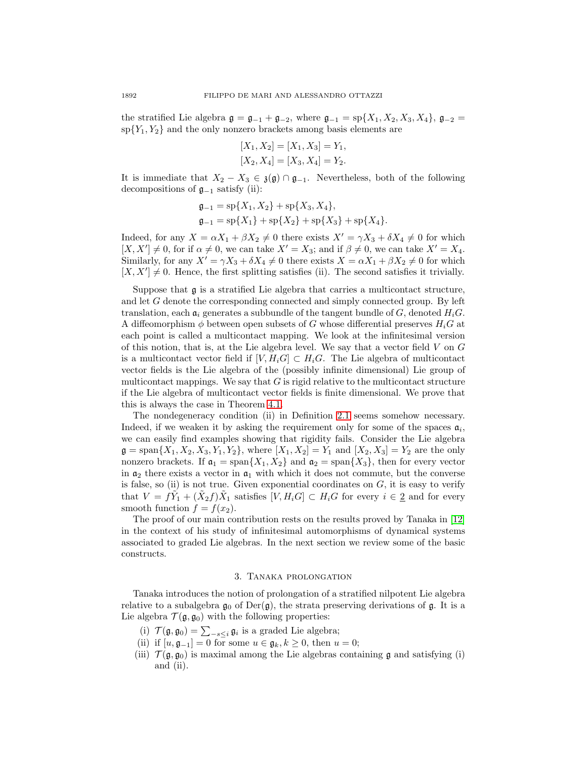the stratified Lie algebra $\mathfrak{g} = \mathfrak{g}_{-1} + \mathfrak{g}_{-2}$, where $\mathfrak{g}_{-1} = \mathrm{sp}\{X_1, X_2, X_3, X_4\}$, $\mathfrak{g}_{-2} = \mathrm{sp}\{Y_1, Y_2\}$ and the only nonzero brackets among basis elements are

$$[X_1, X_2] = [X_1, X_3] = Y_1,$$
$$[X_2, X_4] = [X_3, X_4] = Y_2.$$

It is immediate that $X_2 - X_3 \in \mathfrak{z}(\mathfrak{g}) \cap \mathfrak{g}_{-1}$. Nevertheless, both of the following decompositions of $\mathfrak{g}_{-1}$ satisfy (ii):

$$\mathfrak{g}_{-1} = \mathrm{sp}\{X_1, X_2\} + \mathrm{sp}\{X_3, X_4\},$$
$$\mathfrak{g}_{-1} = \mathrm{sp}\{X_1\} + \mathrm{sp}\{X_2\} + \mathrm{sp}\{X_3\} + \mathrm{sp}\{X_4\}.$$

Indeed, for any $X = \alpha X_1 + \beta X_2 \neq 0$ there exists $X' = \gamma X_3 + \delta X_4 \neq 0$ for which $[X, X'] \neq 0$, for if $\alpha \neq 0$, we can take $X' = X_3$; and if $\beta \neq 0$, we can take $X' = X_4$. Similarly, for any $X' = \gamma X_3 + \delta X_4 \neq 0$ there exists $X = \alpha X_1 + \beta X_2 \neq 0$ for which $[X, X'] \neq 0$. Hence, the first splitting satisfies (ii). The second satisfies it trivially.

Suppose that $\mathfrak{g}$ is a stratified Lie algebra that carries a multicontact structure, and let $G$ denote the corresponding connected and simply connected group. By left translation, each $\mathfrak{a}_i$ generates a subbundle of the tangent bundle of $G$, denoted $H_iG$. A diffeomorphism $\phi$ between open subsets of $G$ whose differential preserves $H_iG$ at each point is called a multicontact mapping. We look at the infinitesimal version of this notion, that is, at the Lie algebra level. We say that a vector field $V$ on $G$ is a multicontact vector field if $[V, H_iG] \subset H_iG$. The Lie algebra of multicontact vector fields is the Lie algebra of the (possibly infinite dimensional) Lie group of multicontact mappings. We say that $G$ is rigid relative to the multicontact structure if the Lie algebra of multicontact vector fields is finite dimensional. We prove that this is always the case in Theorem 4.1.

The nondegeneracy condition (ii) in Definition 2.1 seems somehow necessary. Indeed, if we weaken it by asking the requirement only for some of the spaces $\mathfrak{a}_i$, we can easily find examples showing that rigidity fails. Consider the Lie algebra $\mathfrak{g} = \mathrm{span}\{X_1, X_2, X_3, Y_1, Y_2\}$, where $[X_1, X_2] = Y_1$ and $[X_2, X_3] = Y_2$ are the only nonzero brackets. If $\mathfrak{a}_1 = \mathrm{span}\{X_1, X_2\}$ and $\mathfrak{a}_2 = \mathrm{span}\{X_3\}$, then for every vector in $\mathfrak{a}_2$ there exists a vector in $\mathfrak{a}_1$ with which it does not commute, but the converse is false, so (ii) is not true. Given exponential coordinates on $G$, it is easy to verify that $V = f\tilde{Y}_1 + (\tilde{X}_2 f)\tilde{X}_1$ satisfies $[V, H_iG] \subset H_iG$ for every $i \in \underline{2}$ and for every smooth function $f = f(x_2)$.

The proof of our main contribution rests on the results proved by Tanaka in [12] in the context of his study of infinitesimal automorphisms of dynamical systems associated to graded Lie algebras. In the next section we review some of the basic constructs.

## 3. Tanaka prolongation

Tanaka introduces the notion of prolongation of a stratified nilpotent Lie algebra relative to a subalgebra $\mathfrak{g}_0$ of $\mathrm{Der}(\mathfrak{g})$, the strata preserving derivations of $\mathfrak{g}$. It is a Lie algebra $\mathcal{T}(\mathfrak{g}, \mathfrak{g}_0)$ with the following properties:

(i) $\mathcal{T}(\mathfrak{g}, \mathfrak{g}_0) = \sum_{-s \leq i} \mathfrak{g}_i$ is a graded Lie algebra;

(ii) if $[u, \mathfrak{g}_{-1}] = 0$ for some $u \in \mathfrak{g}_k, k \geq 0$, then $u = 0$;

(iii) $\mathcal{T}(\mathfrak{g}, \mathfrak{g}_0)$ is maximal among the Lie algebras containing $\mathfrak{g}$ and satisfying (i) and (ii).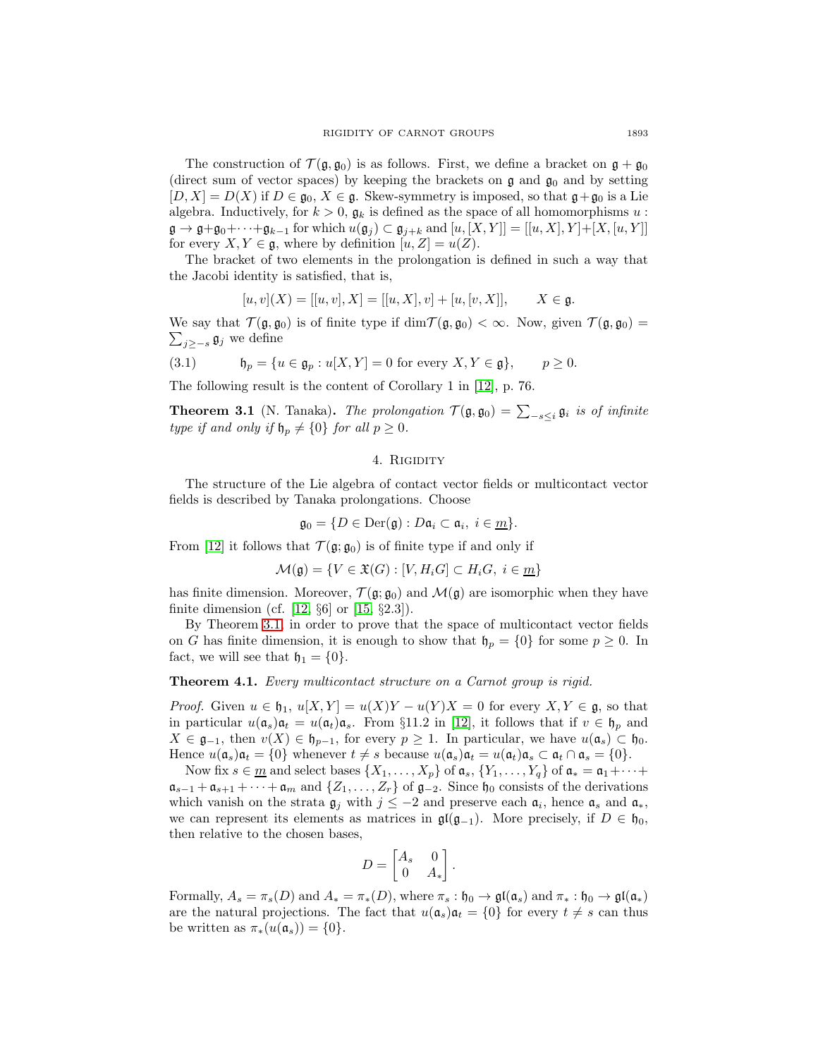The construction of $\mathcal{T}(\mathfrak{g}, \mathfrak{g}_0)$ is as follows. First, we define a bracket on $\mathfrak{g} + \mathfrak{g}_0$ (direct sum of vector spaces) by keeping the brackets on $\mathfrak{g}$ and $\mathfrak{g}_0$ and by setting $[D, X] = D(X)$ if $D \in \mathfrak{g}_0$, $X \in \mathfrak{g}$. Skew-symmetry is imposed, so that $\mathfrak{g} + \mathfrak{g}_0$ is a Lie algebra. Inductively, for $k > 0$, $\mathfrak{g}_k$ is defined as the space of all homomorphisms $u : \mathfrak{g} \to \mathfrak{g} + \mathfrak{g}_0 + \cdots + \mathfrak{g}_{k-1}$ for which $u(\mathfrak{g}_j) \subset \mathfrak{g}_{j+k}$ and $[u, [X, Y]] = [[u, X], Y] + [X, [u, Y]]$ for every $X, Y \in \mathfrak{g}$, where by definition $[u, Z] = u(Z)$.

The bracket of two elements in the prolongation is defined in such a way that the Jacobi identity is satisfied, that is,

$$[u, v](X) = [[u, v], X] = [[u, X], v] + [u, [v, X]], \qquad X \in \mathfrak{g}.$$

We say that $\mathcal{T}(\mathfrak{g}, \mathfrak{g}_0)$ is of finite type if $\dim \mathcal{T}(\mathfrak{g}, \mathfrak{g}_0) < \infty$. Now, given $\mathcal{T}(\mathfrak{g}, \mathfrak{g}_0) = \sum_{j \geq -s} \mathfrak{g}_j$ we define

$$\mathfrak{h}_p = \{u \in \mathfrak{g}_p : u[X, Y] = 0 \text{ for every } X, Y \in \mathfrak{g}\}, \qquad p \geq 0. \tag{3.1}$$

The following result is the content of Corollary 1 in [12], p. 76.

**Theorem 3.1** (N. Tanaka)**.** *The prolongation $\mathcal{T}(\mathfrak{g}, \mathfrak{g}_0) = \sum_{-s \leq i} \mathfrak{g}_i$ is of infinite type if and only if $\mathfrak{h}_p \neq \{0\}$ for all $p \geq 0$.*

## 4. Rigidity

The structure of the Lie algebra of contact vector fields or multicontact vector fields is described by Tanaka prolongations. Choose

$$\mathfrak{g}_0 = \{D \in \mathrm{Der}(\mathfrak{g}) : D\mathfrak{a}_i \subset \mathfrak{a}_i,\ i \in \underline{m}\}.$$

From [12] it follows that $\mathcal{T}(\mathfrak{g}; \mathfrak{g}_0)$ is of finite type if and only if

$$\mathcal{M}(\mathfrak{g}) = \{V \in \mathfrak{X}(G) : [V, H_i G] \subset H_i G,\ i \in \underline{m}\}$$

has finite dimension. Moreover, $\mathcal{T}(\mathfrak{g}; \mathfrak{g}_0)$ and $\mathcal{M}(\mathfrak{g})$ are isomorphic when they have finite dimension (cf. [12, §6] or [15, §2.3]).

By Theorem 3.1, in order to prove that the space of multicontact vector fields on $G$ has finite dimension, it is enough to show that $\mathfrak{h}_p = \{0\}$ for some $p \geq 0$. In fact, we will see that $\mathfrak{h}_1 = \{0\}$.

**Theorem 4.1.** *Every multicontact structure on a Carnot group is rigid.*

*Proof.* Given $u \in \mathfrak{h}_1$, $u[X, Y] = u(X)Y - u(Y)X = 0$ for every $X, Y \in \mathfrak{g}$, so that in particular $u(\mathfrak{a}_s)\mathfrak{a}_t = u(\mathfrak{a}_t)\mathfrak{a}_s$. From §11.2 in [12], it follows that if $v \in \mathfrak{h}_p$ and $X \in \mathfrak{g}_{-1}$, then $v(X) \in \mathfrak{h}_{p-1}$, for every $p \geq 1$. In particular, we have $u(\mathfrak{a}_s) \subset \mathfrak{h}_0$. Hence $u(\mathfrak{a}_s)\mathfrak{a}_t = \{0\}$ whenever $t \neq s$ because $u(\mathfrak{a}_s)\mathfrak{a}_t = u(\mathfrak{a}_t)\mathfrak{a}_s \subset \mathfrak{a}_t \cap \mathfrak{a}_s = \{0\}$.

Now fix $s \in \underline{m}$ and select bases $\{X_1, \ldots, X_p\}$ of $\mathfrak{a}_s$, $\{Y_1, \ldots, Y_q\}$ of $\mathfrak{a}_* = \mathfrak{a}_1 + \cdots + \mathfrak{a}_{s-1} + \mathfrak{a}_{s+1} + \cdots + \mathfrak{a}_m$ and $\{Z_1, \ldots, Z_r\}$ of $\mathfrak{g}_{-2}$. Since $\mathfrak{h}_0$ consists of the derivations which vanish on the strata $\mathfrak{g}_j$ with $j \leq -2$ and preserve each $\mathfrak{a}_i$, hence $\mathfrak{a}_s$ and $\mathfrak{a}_*$, we can represent its elements as matrices in $\mathfrak{gl}(\mathfrak{g}_{-1})$. More precisely, if $D \in \mathfrak{h}_0$, then relative to the chosen bases,

$$D = \begin{bmatrix} A_s & 0 \\ 0 & A_* \end{bmatrix}.$$

Formally, $A_s = \pi_s(D)$ and $A_* = \pi_*(D)$, where $\pi_s : \mathfrak{h}_0 \to \mathfrak{gl}(\mathfrak{a}_s)$ and $\pi_* : \mathfrak{h}_0 \to \mathfrak{gl}(\mathfrak{a}_*)$ are the natural projections. The fact that $u(\mathfrak{a}_s)\mathfrak{a}_t = \{0\}$ for every $t \neq s$ can thus be written as $\pi_*(u(\mathfrak{a}_s)) = \{0\}$.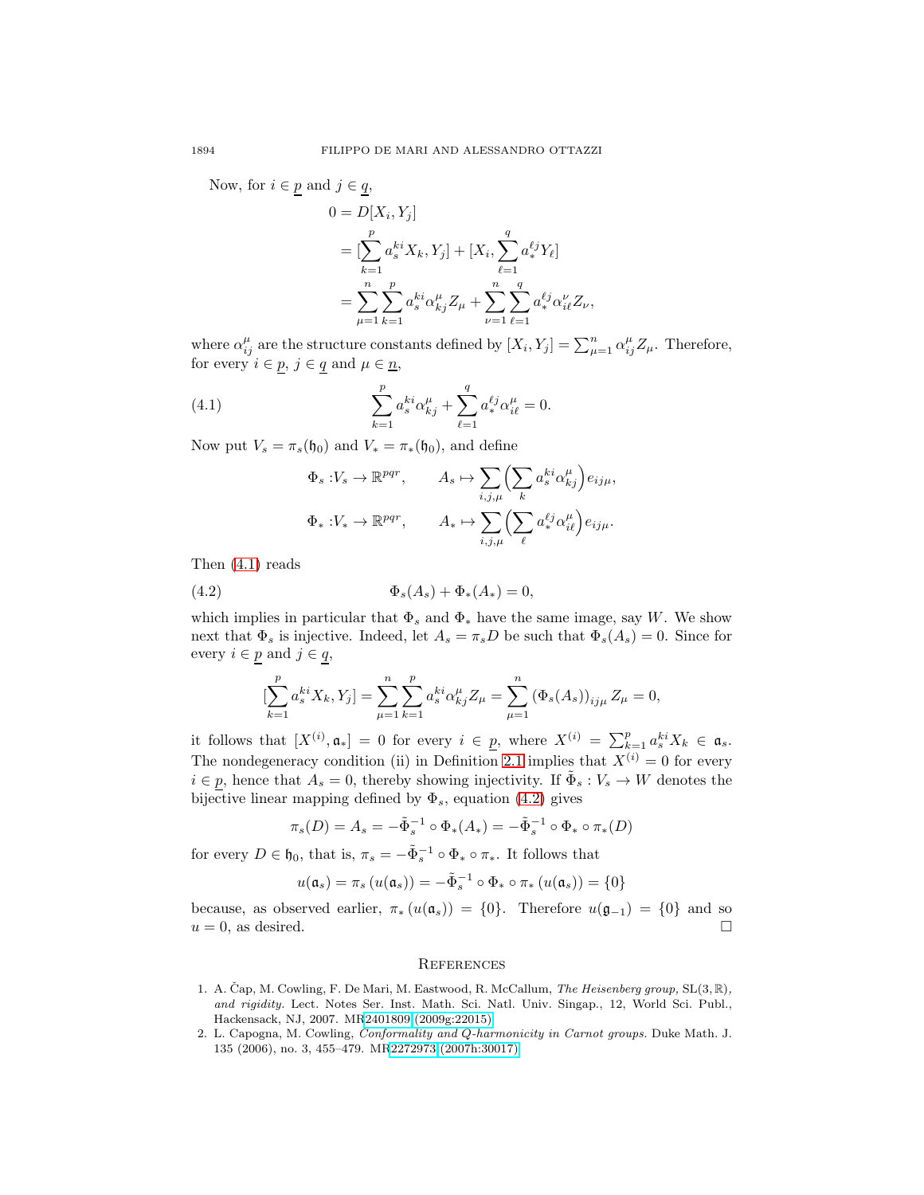Now, for $i \in \underline{p}$ and $j \in \underline{q}$,

$$
\begin{aligned}
0 &= D[X_i, Y_j] \\
&= [\sum_{k=1}^{p} a_s^{ki} X_k, Y_j] + [X_i, \sum_{\ell=1}^{q} a_*^{\ell j} Y_\ell] \\
&= \sum_{\mu=1}^{n} \sum_{k=1}^{p} a_s^{ki} \alpha_{kj}^{\mu} Z_\mu + \sum_{\nu=1}^{n} \sum_{\ell=1}^{q} a_*^{\ell j} \alpha_{i\ell}^{\nu} Z_\nu,
\end{aligned}
$$

where $\alpha_{ij}^{\mu}$ are the structure constants defined by $[X_i, Y_j] = \sum_{\mu=1}^{n} \alpha_{ij}^{\mu} Z_\mu$. Therefore, for every $i \in \underline{p}$, $j \in \underline{q}$ and $\mu \in \underline{n}$,

$$
\sum_{k=1}^{p} a_s^{ki} \alpha_{kj}^{\mu} + \sum_{\ell=1}^{q} a_*^{\ell j} \alpha_{i\ell}^{\mu} = 0. \tag{4.1}
$$

Now put $V_s = \pi_s(\mathfrak{h}_0)$ and $V_* = \pi_*(\mathfrak{h}_0)$, and define

$$
\begin{aligned}
\Phi_s &: V_s \to \mathbb{R}^{pqr}, \qquad A_s \mapsto \sum_{i,j,\mu} \Big( \sum_{k} a_s^{ki} \alpha_{kj}^{\mu} \Big) e_{ij\mu}, \\
\Phi_* &: V_* \to \mathbb{R}^{pqr}, \qquad A_* \mapsto \sum_{i,j,\mu} \Big( \sum_{\ell} a_*^{\ell j} \alpha_{i\ell}^{\mu} \Big) e_{ij\mu}.
\end{aligned}
$$

Then (4.1) reads

$$
\Phi_s(A_s) + \Phi_*(A_*) = 0, \tag{4.2}
$$

which implies in particular that $\Phi_s$ and $\Phi_*$ have the same image, say $W$. We show next that $\Phi_s$ is injective. Indeed, let $A_s = \pi_s D$ be such that $\Phi_s(A_s) = 0$. Since for every $i \in \underline{p}$ and $j \in \underline{q}$,

$$
[\sum_{k=1}^{p} a_s^{ki} X_k, Y_j] = \sum_{\mu=1}^{n} \sum_{k=1}^{p} a_s^{ki} \alpha_{kj}^{\mu} Z_\mu = \sum_{\mu=1}^{n} \left(\Phi_s(A_s)\right)_{ij\mu} Z_\mu = 0,
$$

it follows that $[X^{(i)}, \mathfrak{a}_*] = 0$ for every $i \in \underline{p}$, where $X^{(i)} = \sum_{k=1}^{p} a_s^{ki} X_k \in \mathfrak{a}_s$. The nondegeneracy condition (ii) in Definition 2.1 implies that $X^{(i)} = 0$ for every $i \in \underline{p}$, hence that $A_s = 0$, thereby showing injectivity. If $\tilde{\Phi}_s : V_s \to W$ denotes the bijective linear mapping defined by $\Phi_s$, equation (4.2) gives

$$
\pi_s(D) = A_s = -\tilde{\Phi}_s^{-1} \circ \Phi_*(A_*) = -\tilde{\Phi}_s^{-1} \circ \Phi_* \circ \pi_*(D)
$$

for every $D \in \mathfrak{h}_0$, that is, $\pi_s = -\tilde{\Phi}_s^{-1} \circ \Phi_* \circ \pi_*$. It follows that

$$
u(\mathfrak{a}_s) = \pi_s\left(u(\mathfrak{a}_s)\right) = -\tilde{\Phi}_s^{-1} \circ \Phi_* \circ \pi_*\left(u(\mathfrak{a}_s)\right) = \{0\}
$$

because, as observed earlier, $\pi_*\left(u(\mathfrak{a}_s)\right) = \{0\}$. Therefore $u(\mathfrak{g}_{-1}) = \{0\}$ and so $u = 0$, as desired. $\square$

## References

1. A. Čap, M. Cowling, F. De Mari, M. Eastwood, R. McCallum, *The Heisenberg group,* $\mathrm{SL}(3, \mathbb{R})$*, and rigidity.* Lect. Notes Ser. Inst. Math. Sci. Natl. Univ. Singap., 12, World Sci. Publ., Hackensack, NJ, 2007. MR2401809 (2009g:22015)
2. L. Capogna, M. Cowling, *Conformality and Q-harmonicity in Carnot groups.* Duke Math. J. 135 (2006), no. 3, 455–479. MR2272973 (2007h:30017)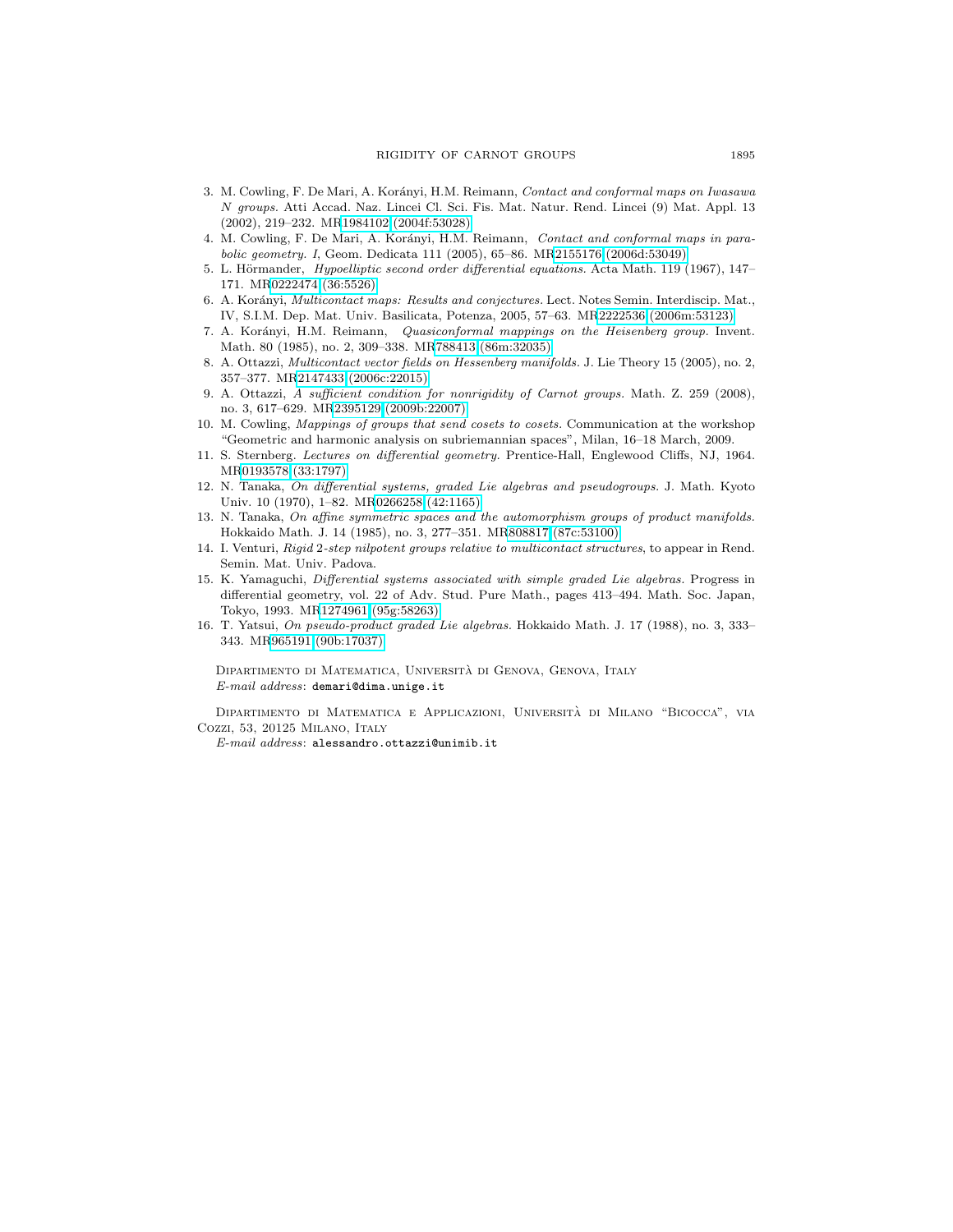3. M. Cowling, F. De Mari, A. Korányi, H.M. Reimann, *Contact and conformal maps on Iwasawa N groups.* Atti Accad. Naz. Lincei Cl. Sci. Fis. Mat. Natur. Rend. Lincei (9) Mat. Appl. 13 (2002), 219–232. MR1984102 (2004f:53028)
4. M. Cowling, F. De Mari, A. Korányi, H.M. Reimann, *Contact and conformal maps in parabolic geometry. I*, Geom. Dedicata 111 (2005), 65–86. MR2155176 (2006d:53049)
5. L. Hörmander, *Hypoelliptic second order differential equations.* Acta Math. 119 (1967), 147–171. MR0222474 (36:5526)
6. A. Korányi, *Multicontact maps: Results and conjectures.* Lect. Notes Semin. Interdiscip. Mat., IV, S.I.M. Dep. Mat. Univ. Basilicata, Potenza, 2005, 57–63. MR2222536 (2006m:53123)
7. A. Korányi, H.M. Reimann, *Quasiconformal mappings on the Heisenberg group.* Invent. Math. 80 (1985), no. 2, 309–338. MR788413 (86m:32035)
8. A. Ottazzi, *Multicontact vector fields on Hessenberg manifolds.* J. Lie Theory 15 (2005), no. 2, 357–377. MR2147433 (2006c:22015)
9. A. Ottazzi, *A sufficient condition for nonrigidity of Carnot groups.* Math. Z. 259 (2008), no. 3, 617–629. MR2395129 (2009b:22007)
10. M. Cowling, *Mappings of groups that send cosets to cosets.* Communication at the workshop "Geometric and harmonic analysis on subriemannian spaces", Milan, 16–18 March, 2009.
11. S. Sternberg. *Lectures on differential geometry.* Prentice-Hall, Englewood Cliffs, NJ, 1964. MR0193578 (33:1797)
12. N. Tanaka, *On differential systems, graded Lie algebras and pseudogroups.* J. Math. Kyoto Univ. 10 (1970), 1–82. MR0266258 (42:1165)
13. N. Tanaka, *On affine symmetric spaces and the automorphism groups of product manifolds.* Hokkaido Math. J. 14 (1985), no. 3, 277–351. MR808817 (87c:53100)
14. I. Venturi, *Rigid 2-step nilpotent groups relative to multicontact structures*, to appear in Rend. Semin. Mat. Univ. Padova.
15. K. Yamaguchi, *Differential systems associated with simple graded Lie algebras.* Progress in differential geometry, vol. 22 of Adv. Stud. Pure Math., pages 413–494. Math. Soc. Japan, Tokyo, 1993. MR1274961 (95g:58263)
16. T. Yatsui, *On pseudo-product graded Lie algebras.* Hokkaido Math. J. 17 (1988), no. 3, 333–343. MR965191 (90b:17037)

Dipartimento di Matematica, Università di Genova, Genova, Italy
*E-mail address*: demari@dima.unige.it

Dipartimento di Matematica e Applicazioni, Università di Milano "Bicocca", via Cozzi, 53, 20125 Milano, Italy
*E-mail address*: alessandro.ottazzi@unimib.it